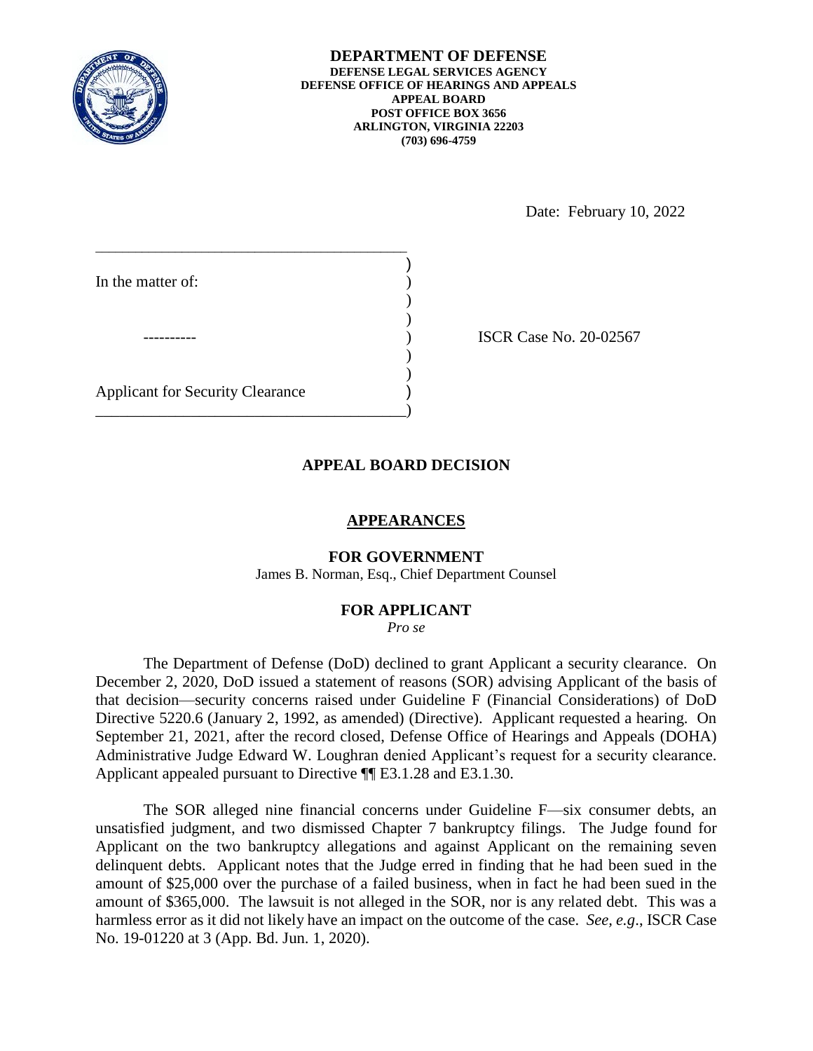**DEPARTMENT OF DEFENSE**
**DEFENSE LEGAL SERVICES AGENCY**
**DEFENSE OFFICE OF HEARINGS AND APPEALS**
**APPEAL BOARD**
**POST OFFICE BOX 3656**
**ARLINGTON, VIRGINIA 22203**
**(703) 696-4759**

Date: February 10, 2022

In the matter of:

----------

Applicant for Security Clearance

ISCR Case No. 20-02567

## APPEAL BOARD DECISION

### APPEARANCES

**FOR GOVERNMENT**
James B. Norman, Esq., Chief Department Counsel

**FOR APPLICANT**
*Pro se*

The Department of Defense (DoD) declined to grant Applicant a security clearance. On December 2, 2020, DoD issued a statement of reasons (SOR) advising Applicant of the basis of that decision—security concerns raised under Guideline F (Financial Considerations) of DoD Directive 5220.6 (January 2, 1992, as amended) (Directive). Applicant requested a hearing. On September 21, 2021, after the record closed, Defense Office of Hearings and Appeals (DOHA) Administrative Judge Edward W. Loughran denied Applicant's request for a security clearance. Applicant appealed pursuant to Directive ¶¶ E3.1.28 and E3.1.30.

The SOR alleged nine financial concerns under Guideline F—six consumer debts, an unsatisfied judgment, and two dismissed Chapter 7 bankruptcy filings. The Judge found for Applicant on the two bankruptcy allegations and against Applicant on the remaining seven delinquent debts. Applicant notes that the Judge erred in finding that he had been sued in the amount of $25,000 over the purchase of a failed business, when in fact he had been sued in the amount of $365,000. The lawsuit is not alleged in the SOR, nor is any related debt. This was a harmless error as it did not likely have an impact on the outcome of the case. *See, e.g*., ISCR Case No. 19-01220 at 3 (App. Bd. Jun. 1, 2020).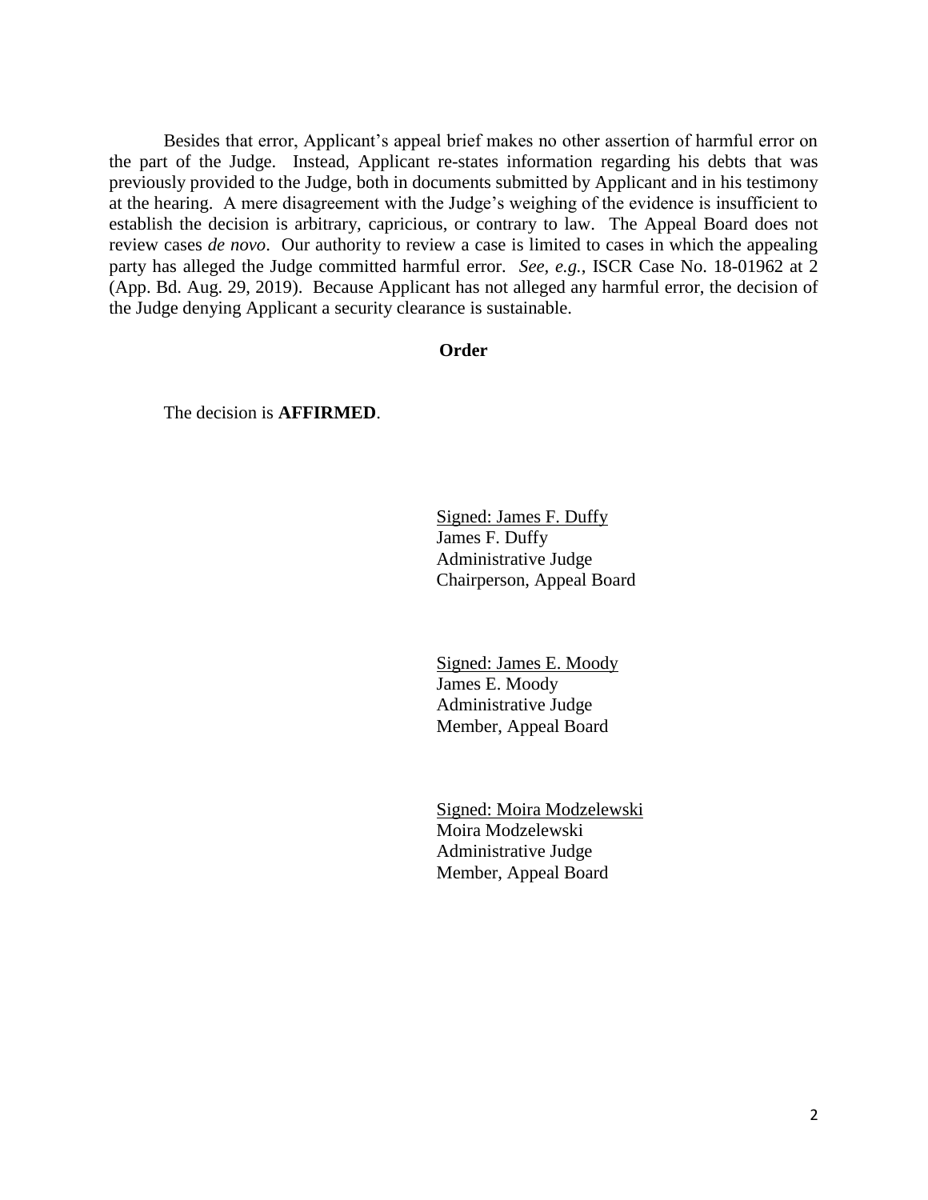Besides that error, Applicant's appeal brief makes no other assertion of harmful error on the part of the Judge. Instead, Applicant re-states information regarding his debts that was previously provided to the Judge, both in documents submitted by Applicant and in his testimony at the hearing. A mere disagreement with the Judge's weighing of the evidence is insufficient to establish the decision is arbitrary, capricious, or contrary to law. The Appeal Board does not review cases *de novo*. Our authority to review a case is limited to cases in which the appealing party has alleged the Judge committed harmful error. *See, e.g.*, ISCR Case No. 18-01962 at 2 (App. Bd. Aug. 29, 2019). Because Applicant has not alleged any harmful error, the decision of the Judge denying Applicant a security clearance is sustainable.

## Order

The decision is **AFFIRMED**.

Signed: James F. Duffy
James F. Duffy
Administrative Judge
Chairperson, Appeal Board

Signed: James E. Moody
James E. Moody
Administrative Judge
Member, Appeal Board

Signed: Moira Modzelewski
Moira Modzelewski
Administrative Judge
Member, Appeal Board